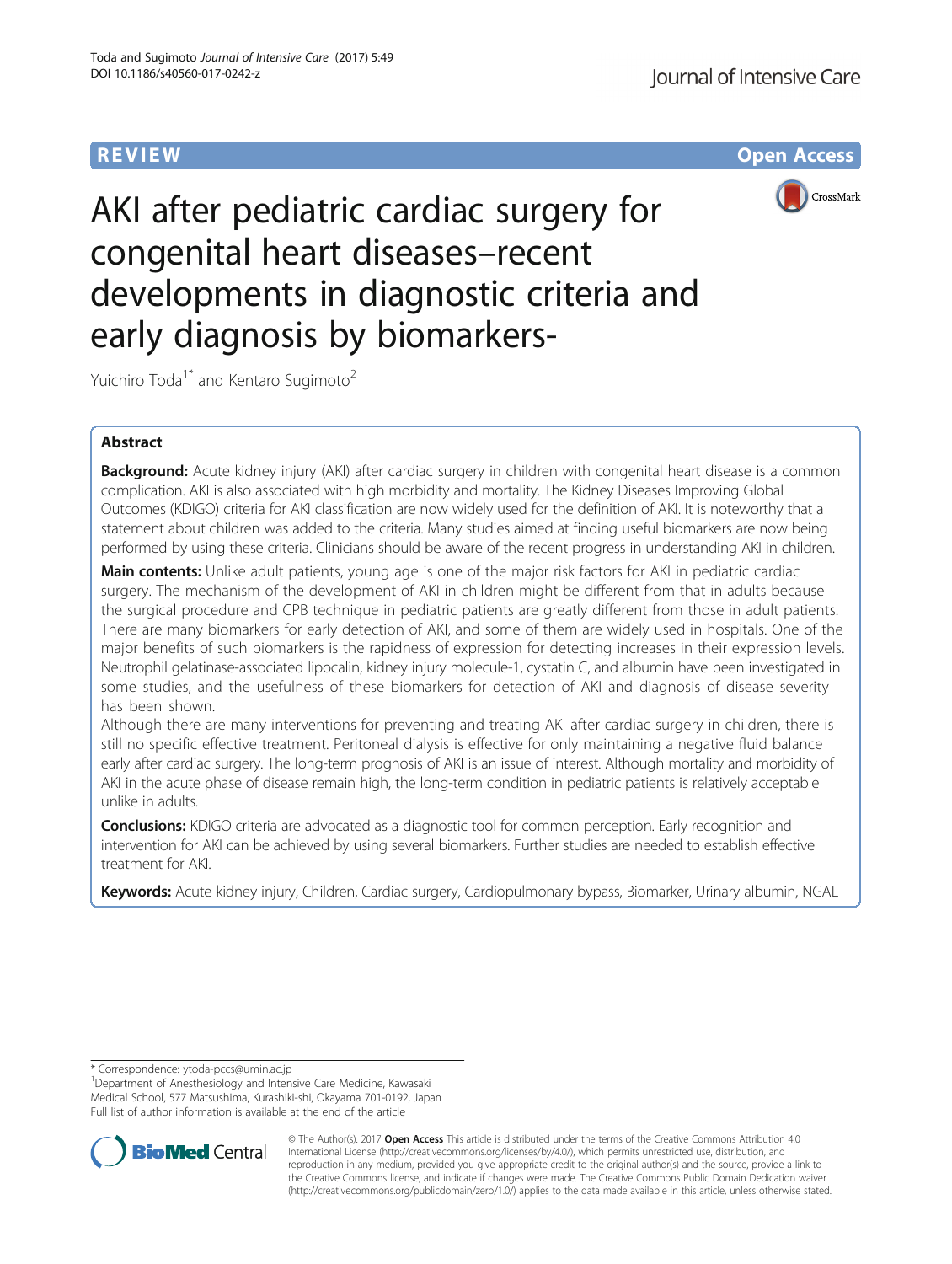REVIEW

Open Access

# AKI after pediatric cardiac surgery for congenital heart diseases–recent developments in diagnostic criteria and early diagnosis by biomarkers-

Yuichiro Toda[1*] and Kentaro Sugimoto[2]

## Abstract

**Background:** Acute kidney injury (AKI) after cardiac surgery in children with congenital heart disease is a common complication. AKI is also associated with high morbidity and mortality. The Kidney Diseases Improving Global Outcomes (KDIGO) criteria for AKI classification are now widely used for the definition of AKI. It is noteworthy that a statement about children was added to the criteria. Many studies aimed at finding useful biomarkers are now being performed by using these criteria. Clinicians should be aware of the recent progress in understanding AKI in children.

**Main contents:** Unlike adult patients, young age is one of the major risk factors for AKI in pediatric cardiac surgery. The mechanism of the development of AKI in children might be different from that in adults because the surgical procedure and CPB technique in pediatric patients are greatly different from those in adult patients. There are many biomarkers for early detection of AKI, and some of them are widely used in hospitals. One of the major benefits of such biomarkers is the rapidness of expression for detecting increases in their expression levels. Neutrophil gelatinase-associated lipocalin, kidney injury molecule-1, cystatin C, and albumin have been investigated in some studies, and the usefulness of these biomarkers for detection of AKI and diagnosis of disease severity has been shown.

Although there are many interventions for preventing and treating AKI after cardiac surgery in children, there is still no specific effective treatment. Peritoneal dialysis is effective for only maintaining a negative fluid balance early after cardiac surgery. The long-term prognosis of AKI is an issue of interest. Although mortality and morbidity of AKI in the acute phase of disease remain high, the long-term condition in pediatric patients is relatively acceptable unlike in adults.

**Conclusions:** KDIGO criteria are advocated as a diagnostic tool for common perception. Early recognition and intervention for AKI can be achieved by using several biomarkers. Further studies are needed to establish effective treatment for AKI.

**Keywords:** Acute kidney injury, Children, Cardiac surgery, Cardiopulmonary bypass, Biomarker, Urinary albumin, NGAL

---

\* Correspondence: ytoda-pccs@umin.ac.jp

[1]Department of Anesthesiology and Intensive Care Medicine, Kawasaki Medical School, 577 Matsushima, Kurashiki-shi, Okayama 701-0192, Japan

Full list of author information is available at the end of the article

© The Author(s). 2017 **Open Access** This article is distributed under the terms of the Creative Commons Attribution 4.0 International License (http://creativecommons.org/licenses/by/4.0/), which permits unrestricted use, distribution, and reproduction in any medium, provided you give appropriate credit to the original author(s) and the source, provide a link to the Creative Commons license, and indicate if changes were made. The Creative Commons Public Domain Dedication waiver (http://creativecommons.org/publicdomain/zero/1.0/) applies to the data made available in this article, unless otherwise stated.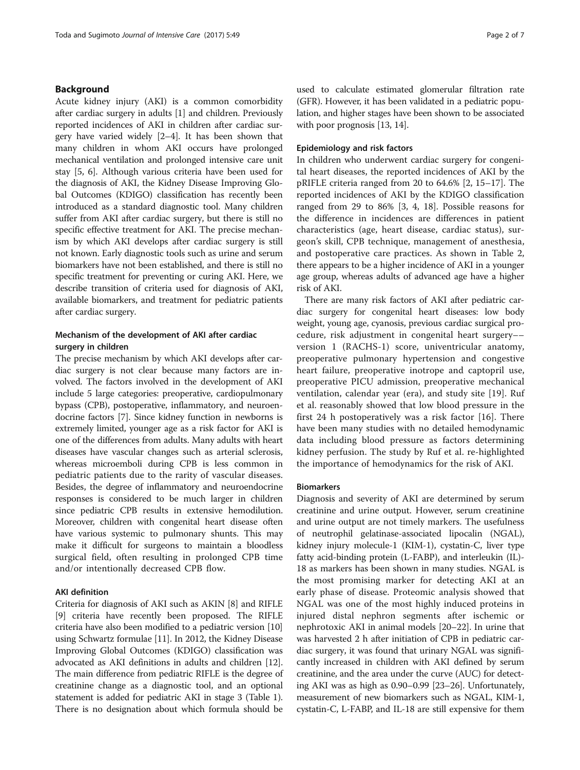## Background

Acute kidney injury (AKI) is a common comorbidity after cardiac surgery in adults [1] and children. Previously reported incidences of AKI in children after cardiac surgery have varied widely [2–4]. It has been shown that many children in whom AKI occurs have prolonged mechanical ventilation and prolonged intensive care unit stay [5, 6]. Although various criteria have been used for the diagnosis of AKI, the Kidney Disease Improving Global Outcomes (KDIGO) classification has recently been introduced as a standard diagnostic tool. Many children suffer from AKI after cardiac surgery, but there is still no specific effective treatment for AKI. The precise mechanism by which AKI develops after cardiac surgery is still not known. Early diagnostic tools such as urine and serum biomarkers have not been established, and there is still no specific treatment for preventing or curing AKI. Here, we describe transition of criteria used for diagnosis of AKI, available biomarkers, and treatment for pediatric patients after cardiac surgery.

### Mechanism of the development of AKI after cardiac surgery in children

The precise mechanism by which AKI develops after cardiac surgery is not clear because many factors are involved. The factors involved in the development of AKI include 5 large categories: preoperative, cardiopulmonary bypass (CPB), postoperative, inflammatory, and neuroendocrine factors [7]. Since kidney function in newborns is extremely limited, younger age as a risk factor for AKI is one of the differences from adults. Many adults with heart diseases have vascular changes such as arterial sclerosis, whereas microemboli during CPB is less common in pediatric patients due to the rarity of vascular diseases. Besides, the degree of inflammatory and neuroendocrine responses is considered to be much larger in children since pediatric CPB results in extensive hemodilution. Moreover, children with congenital heart disease often have various systemic to pulmonary shunts. This may make it difficult for surgeons to maintain a bloodless surgical field, often resulting in prolonged CPB time and/or intentionally decreased CPB flow.

### AKI definition

Criteria for diagnosis of AKI such as AKIN [8] and RIFLE [9] criteria have recently been proposed. The RIFLE criteria have also been modified to a pediatric version [10] using Schwartz formulae [11]. In 2012, the Kidney Disease Improving Global Outcomes (KDIGO) classification was advocated as AKI definitions in adults and children [12]. The main difference from pediatric RIFLE is the degree of creatinine change as a diagnostic tool, and an optional statement is added for pediatric AKI in stage 3 (Table 1). There is no designation about which formula should be used to calculate estimated glomerular filtration rate (GFR). However, it has been validated in a pediatric population, and higher stages have been shown to be associated with poor prognosis [13, 14].

### Epidemiology and risk factors

In children who underwent cardiac surgery for congenital heart diseases, the reported incidences of AKI by the pRIFLE criteria ranged from 20 to 64.6% [2, 15–17]. The reported incidences of AKI by the KDIGO classification ranged from 29 to 86% [3, 4, 18]. Possible reasons for the difference in incidences are differences in patient characteristics (age, heart disease, cardiac status), surgeon's skill, CPB technique, management of anesthesia, and postoperative care practices. As shown in Table 2, there appears to be a higher incidence of AKI in a younger age group, whereas adults of advanced age have a higher risk of AKI.

There are many risk factors of AKI after pediatric cardiac surgery for congenital heart diseases: low body weight, young age, cyanosis, previous cardiac surgical procedure, risk adjustment in congenital heart surgery––version 1 (RACHS-1) score, univentricular anatomy, preoperative pulmonary hypertension and congestive heart failure, preoperative inotrope and captopril use, preoperative PICU admission, preoperative mechanical ventilation, calendar year (era), and study site [19]. Ruf et al. reasonably showed that low blood pressure in the first 24 h postoperatively was a risk factor [16]. There have been many studies with no detailed hemodynamic data including blood pressure as factors determining kidney perfusion. The study by Ruf et al. re-highlighted the importance of hemodynamics for the risk of AKI.

### Biomarkers

Diagnosis and severity of AKI are determined by serum creatinine and urine output. However, serum creatinine and urine output are not timely markers. The usefulness of neutrophil gelatinase-associated lipocalin (NGAL), kidney injury molecule-1 (KIM-1), cystatin-C, liver type fatty acid-binding protein (L-FABP), and interleukin (IL)-18 as markers has been shown in many studies. NGAL is the most promising marker for detecting AKI at an early phase of disease. Proteomic analysis showed that NGAL was one of the most highly induced proteins in injured distal nephron segments after ischemic or nephrotoxic AKI in animal models [20–22]. In urine that was harvested 2 h after initiation of CPB in pediatric cardiac surgery, it was found that urinary NGAL was significantly increased in children with AKI defined by serum creatinine, and the area under the curve (AUC) for detecting AKI was as high as 0.90–0.99 [23–26]. Unfortunately, measurement of new biomarkers such as NGAL, KIM-1, cystatin-C, L-FABP, and IL-18 are still expensive for them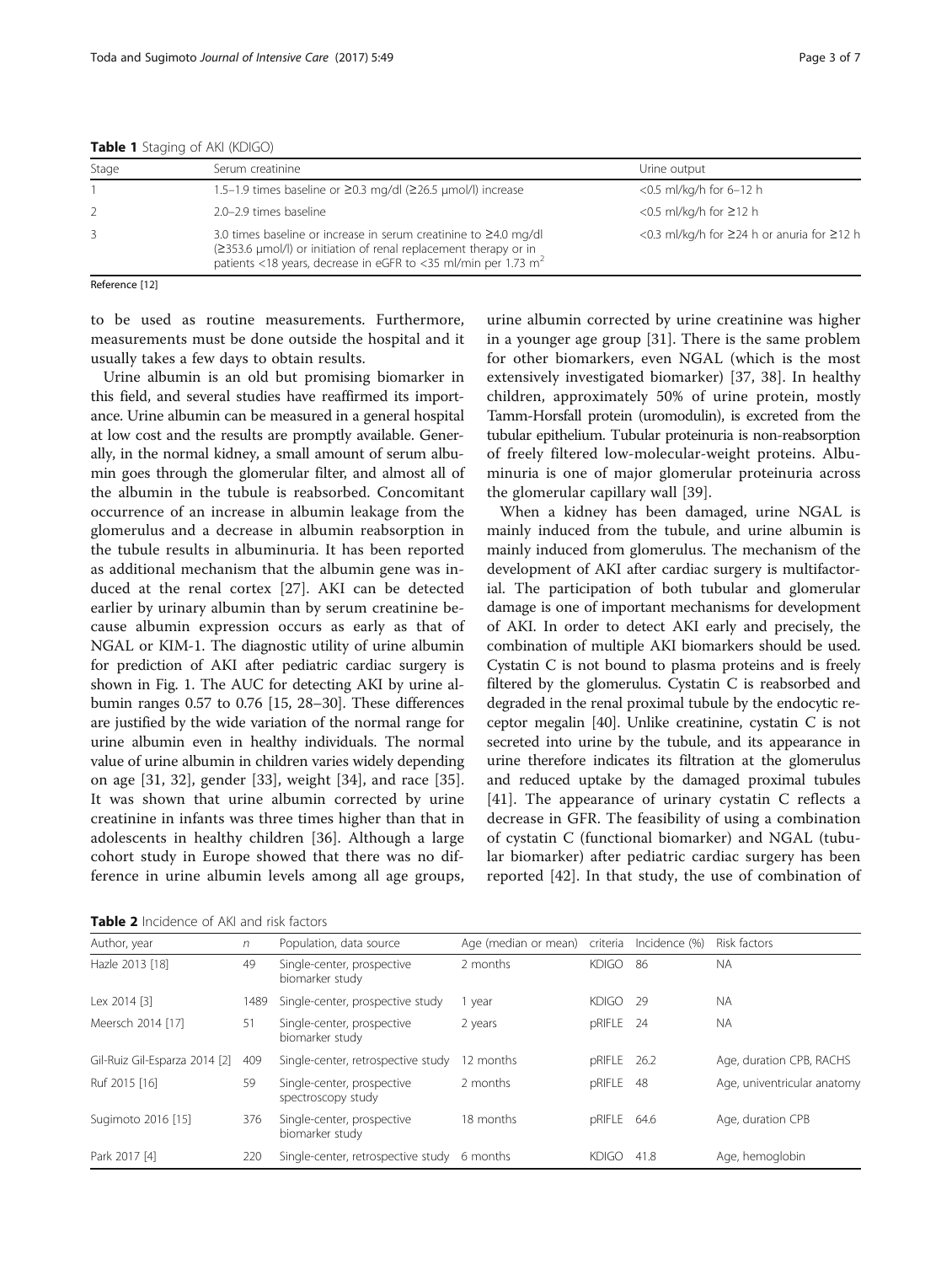**Table 1** Staging of AKI (KDIGO)

| Stage | Serum creatinine | Urine output |
|---|---|---|
| 1 | 1.5–1.9 times baseline or ≥0.3 mg/dl (≥26.5 μmol/l) increase | <0.5 ml/kg/h for 6–12 h |
| 2 | 2.0–2.9 times baseline | <0.5 ml/kg/h for ≥12 h |
| 3 | 3.0 times baseline or increase in serum creatinine to ≥4.0 mg/dl (≥353.6 μmol/l) or initiation of renal replacement therapy or in patients <18 years, decrease in eGFR to <35 ml/min per 1.73 $m^2$ | <0.3 ml/kg/h for ≥24 h or anuria for ≥12 h |

Reference [12]

to be used as routine measurements. Furthermore, measurements must be done outside the hospital and it usually takes a few days to obtain results.

Urine albumin is an old but promising biomarker in this field, and several studies have reaffirmed its importance. Urine albumin can be measured in a general hospital at low cost and the results are promptly available. Generally, in the normal kidney, a small amount of serum albumin goes through the glomerular filter, and almost all of the albumin in the tubule is reabsorbed. Concomitant occurrence of an increase in albumin leakage from the glomerulus and a decrease in albumin reabsorption in the tubule results in albuminuria. It has been reported as additional mechanism that the albumin gene was induced at the renal cortex [27]. AKI can be detected earlier by urinary albumin than by serum creatinine because albumin expression occurs as early as that of NGAL or KIM-1. The diagnostic utility of urine albumin for prediction of AKI after pediatric cardiac surgery is shown in Fig. 1. The AUC for detecting AKI by urine albumin ranges 0.57 to 0.76 [15, 28–30]. These differences are justified by the wide variation of the normal range for urine albumin even in healthy individuals. The normal value of urine albumin in children varies widely depending on age [31, 32], gender [33], weight [34], and race [35]. It was shown that urine albumin corrected by urine creatinine in infants was three times higher than that in adolescents in healthy children [36]. Although a large cohort study in Europe showed that there was no difference in urine albumin levels among all age groups, urine albumin corrected by urine creatinine was higher in a younger age group [31]. There is the same problem for other biomarkers, even NGAL (which is the most extensively investigated biomarker) [37, 38]. In healthy children, approximately 50% of urine protein, mostly Tamm-Horsfall protein (uromodulin), is excreted from the tubular epithelium. Tubular proteinuria is non-reabsorption of freely filtered low-molecular-weight proteins. Albuminuria is one of major glomerular proteinuria across the glomerular capillary wall [39].

When a kidney has been damaged, urine NGAL is mainly induced from the tubule, and urine albumin is mainly induced from glomerulus. The mechanism of the development of AKI after cardiac surgery is multifactorial. The participation of both tubular and glomerular damage is one of important mechanisms for development of AKI. In order to detect AKI early and precisely, the combination of multiple AKI biomarkers should be used. Cystatin C is not bound to plasma proteins and is freely filtered by the glomerulus. Cystatin C is reabsorbed and degraded in the renal proximal tubule by the endocytic receptor megalin [40]. Unlike creatinine, cystatin C is not secreted into urine by the tubule, and its appearance in urine therefore indicates its filtration at the glomerulus and reduced uptake by the damaged proximal tubules [41]. The appearance of urinary cystatin C reflects a decrease in GFR. The feasibility of using a combination of cystatin C (functional biomarker) and NGAL (tubular biomarker) after pediatric cardiac surgery has been reported [42]. In that study, the use of combination of

**Table 2** Incidence of AKI and risk factors

| Author, year | n | Population, data source | Age (median or mean) | criteria | Incidence (%) | Risk factors |
|---|---|---|---|---|---|---|
| Hazle 2013 [18] | 49 | Single-center, prospective biomarker study | 2 months | KDIGO | 86 | NA |
| Lex 2014 [3] | 1489 | Single-center, prospective study | 1 year | KDIGO | 29 | NA |
| Meersch 2014 [17] | 51 | Single-center, prospective biomarker study | 2 years | pRIFLE | 24 | NA |
| Gil-Ruiz Gil-Esparza 2014 [2] | 409 | Single-center, retrospective study | 12 months | pRIFLE | 26.2 | Age, duration CPB, RACHS |
| Ruf 2015 [16] | 59 | Single-center, prospective spectroscopy study | 2 months | pRIFLE | 48 | Age, univentricular anatomy |
| Sugimoto 2016 [15] | 376 | Single-center, prospective biomarker study | 18 months | pRIFLE | 64.6 | Age, duration CPB |
| Park 2017 [4] | 220 | Single-center, retrospective study | 6 months | KDIGO | 41.8 | Age, hemoglobin |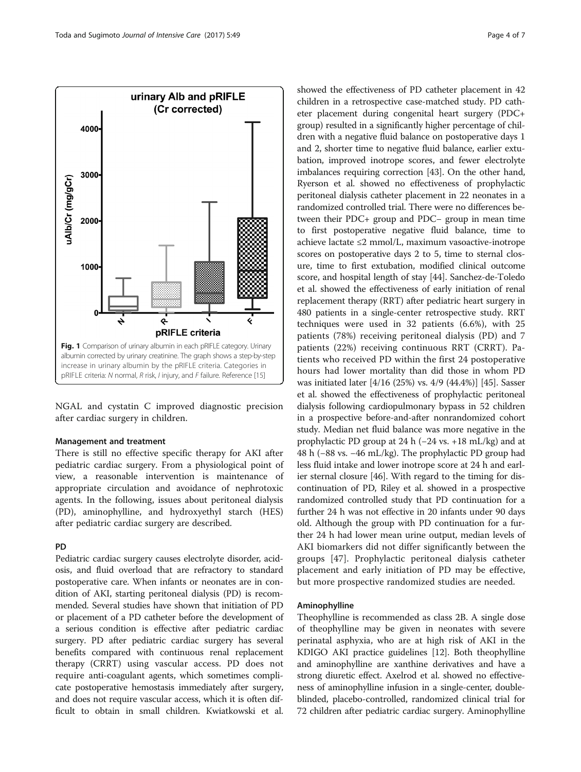Fig. 1 Comparison of urinary albumin in each pRIFLE category. Urinary albumin corrected by urinary creatinine. The graph shows a step-by-step increase in urinary albumin by the pRIFLE criteria. Categories in pRIFLE criteria: *N* normal, *R* risk, *I* injury, and *F* failure. Reference [15]

NGAL and cystatin C improved diagnostic precision after cardiac surgery in children.

### Management and treatment

There is still no effective specific therapy for AKI after pediatric cardiac surgery. From a physiological point of view, a reasonable intervention is maintenance of appropriate circulation and avoidance of nephrotoxic agents. In the following, issues about peritoneal dialysis (PD), aminophylline, and hydroxyethyl starch (HES) after pediatric cardiac surgery are described.

### PD

Pediatric cardiac surgery causes electrolyte disorder, acidosis, and fluid overload that are refractory to standard postoperative care. When infants or neonates are in condition of AKI, starting peritoneal dialysis (PD) is recommended. Several studies have shown that initiation of PD or placement of a PD catheter before the development of a serious condition is effective after pediatric cardiac surgery. PD after pediatric cardiac surgery has several benefits compared with continuous renal replacement therapy (CRRT) using vascular access. PD does not require anti-coagulant agents, which sometimes complicate postoperative hemostasis immediately after surgery, and does not require vascular access, which it is often difficult to obtain in small children. Kwiatkowski et al. showed the effectiveness of PD catheter placement in 42 children in a retrospective case-matched study. PD catheter placement during congenital heart surgery (PDC+ group) resulted in a significantly higher percentage of children with a negative fluid balance on postoperative days 1 and 2, shorter time to negative fluid balance, earlier extubation, improved inotrope scores, and fewer electrolyte imbalances requiring correction [43]. On the other hand, Ryerson et al. showed no effectiveness of prophylactic peritoneal dialysis catheter placement in 22 neonates in a randomized controlled trial. There were no differences between their PDC+ group and PDC− group in mean time to first postoperative negative fluid balance, time to achieve lactate ≤2 mmol/L, maximum vasoactive-inotrope scores on postoperative days 2 to 5, time to sternal closure, time to first extubation, modified clinical outcome score, and hospital length of stay [44]. Sanchez-de-Toledo et al. showed the effectiveness of early initiation of renal replacement therapy (RRT) after pediatric heart surgery in 480 patients in a single-center retrospective study. RRT techniques were used in 32 patients (6.6%), with 25 patients (78%) receiving peritoneal dialysis (PD) and 7 patients (22%) receiving continuous RRT (CRRT). Patients who received PD within the first 24 postoperative hours had lower mortality than did those in whom PD was initiated later [4/16 (25%) vs. 4/9 (44.4%)] [45]. Sasser et al. showed the effectiveness of prophylactic peritoneal dialysis following cardiopulmonary bypass in 52 children in a prospective before-and-after nonrandomized cohort study. Median net fluid balance was more negative in the prophylactic PD group at 24 h (−24 vs. +18 mL/kg) and at 48 h (−88 vs. −46 mL/kg). The prophylactic PD group had less fluid intake and lower inotrope score at 24 h and earlier sternal closure [46]. With regard to the timing for discontinuation of PD, Riley et al. showed in a prospective randomized controlled study that PD continuation for a further 24 h was not effective in 20 infants under 90 days old. Although the group with PD continuation for a further 24 h had lower mean urine output, median levels of AKI biomarkers did not differ significantly between the groups [47]. Prophylactic peritoneal dialysis catheter placement and early initiation of PD may be effective, but more prospective randomized studies are needed.

### Aminophylline

Theophylline is recommended as class 2B. A single dose of theophylline may be given in neonates with severe perinatal asphyxia, who are at high risk of AKI in the KDIGO AKI practice guidelines [12]. Both theophylline and aminophylline are xanthine derivatives and have a strong diuretic effect. Axelrod et al. showed no effectiveness of aminophylline infusion in a single-center, double-blinded, placebo-controlled, randomized clinical trial for 72 children after pediatric cardiac surgery. Aminophylline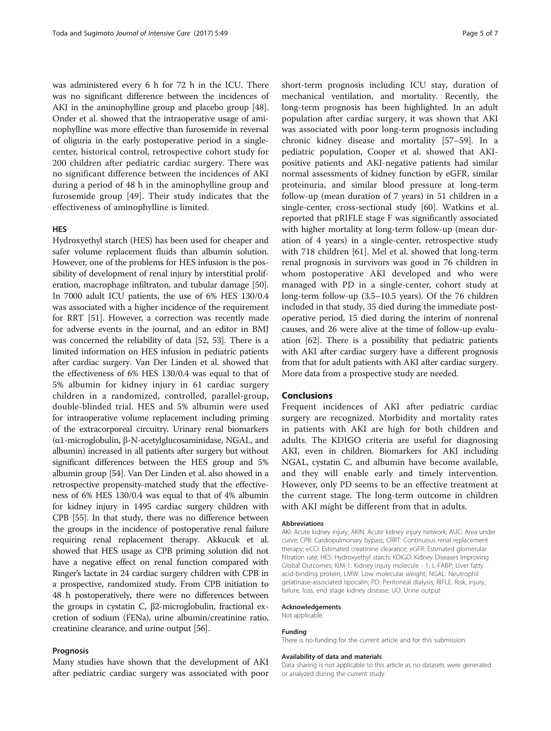was administered every 6 h for 72 h in the ICU. There was no significant difference between the incidences of AKI in the aminophylline group and placebo group [48]. Onder et al. showed that the intraoperative usage of aminophylline was more effective than furosemide in reversal of oliguria in the early postoperative period in a single-center, historical control, retrospective cohort study for 200 children after pediatric cardiac surgery. There was no significant difference between the incidences of AKI during a period of 48 h in the aminophylline group and furosemide group [49]. Their study indicates that the effectiveness of aminophylline is limited.

### HES

Hydroxyethyl starch (HES) has been used for cheaper and safer volume replacement fluids than albumin solution. However, one of the problems for HES infusion is the possibility of development of renal injury by interstitial proliferation, macrophage infiltraton, and tubular damage [50]. In 7000 adult ICU patients, the use of 6% HES 130/0.4 was associated with a higher incidence of the requirement for RRT [51]. However, a correction was recently made for adverse events in the journal, and an editor in BMJ was concerned the reliability of data [52, 53]. There is a limited information on HES infusion in pediatric patients after cardiac surgery. Van Der Linden et al. showed that the effectiveness of 6% HES 130/0.4 was equal to that of 5% albumin for kidney injury in 61 cardiac surgery children in a randomized, controlled, parallel-group, double-blinded trial. HES and 5% albumin were used for intraoperative volume replacement including priming of the extracorporeal circuitry. Urinary renal biomarkers (α1-microglobulin, β-N-acetylglucosaminidase, NGAL, and albumin) increased in all patients after surgery but without significant differences between the HES group and 5% albumin group [54]. Van Der Linden et al. also showed in a retrospective propensity-matched study that the effectiveness of 6% HES 130/0.4 was equal to that of 4% albumin for kidney injury in 1495 cardiac surgery children with CPB [55]. In that study, there was no difference between the groups in the incidence of postoperative renal failure requiring renal replacement therapy. Akkucuk et al. showed that HES usage as CPB priming solution did not have a negative effect on renal function compared with Ringer's lactate in 24 cardiac surgery children with CPB in a prospective, randomized study. From CPB initiation to 48 h postoperatively, there were no differences between the groups in cystatin C, β2-microglobulin, fractional excretion of sodium (FENa), urine albumin/creatinine ratio, creatinine clearance, and urine output [56].

### Prognosis

Many studies have shown that the development of AKI after pediatric cardiac surgery was associated with poor short-term prognosis including ICU stay, duration of mechanical ventilation, and mortality. Recently, the long-term prognosis has been highlighted. In an adult population after cardiac surgery, it was shown that AKI was associated with poor long-term prognosis including chronic kidney disease and mortality [57–59]. In a pediatric population, Cooper et al. showed that AKI-positive patients and AKI-negative patients had similar normal assessments of kidney function by eGFR, similar proteinuria, and similar blood pressure at long-term follow-up (mean duration of 7 years) in 51 children in a single-center, cross-sectional study [60]. Watkins et al. reported that pRIFLE stage F was significantly associated with higher mortality at long-term follow-up (mean duration of 4 years) in a single-center, retrospective study with 718 children [61]. Mel et al. showed that long-term renal prognosis in survivors was good in 76 children in whom postoperative AKI developed and who were managed with PD in a single-center, cohort study at long-term follow-up (3.5–10.5 years). Of the 76 children included in that study, 35 died during the immediate postoperative period, 15 died during the interim of nonrenal causes, and 26 were alive at the time of follow-up evaluation [62]. There is a possibility that pediatric patients with AKI after cardiac surgery have a different prognosis from that for adult patients with AKI after cardiac surgery. More data from a prospective study are needed.

## Conclusions

Frequent incidences of AKI after pediatric cardiac surgery are recognized. Morbidity and mortality rates in patients with AKI are high for both children and adults. The KDIGO criteria are useful for diagnosing AKI, even in children. Biomarkers for AKI including NGAL, cystatin C, and albumin have become available, and they will enable early and timely intervention. However, only PD seems to be an effective treatment at the current stage. The long-term outcome in children with AKI might be different from that in adults.

#### Abbreviations

AKI: Acute kidney injury; AKIN: Acute kidney injury network; AUC: Area under curve; CPB: Cardiopulmonary bypass; CRRT: Continuous renal replacement therapy; eCCl: Estimated creatinine clearance; eGFR: Estimated glomerular filtration rate; HES: Hydroxyethyl starch; KDIGO: Kidney Diseases Improving Global Outcomes; KIM-1: Kidney injury molecule - 1; L-FABP: Liver fatty acid-binding protein; LMW: Low molecular weight; NGAL: Neutrophil gelatinase-associated lipocalin; PD: Peritoneal dialysis; RIFLE: Risk, injury, failure, loss, end stage kidney disease; UO: Urine output

#### Acknowledgements

Not applicable.

#### Funding

There is no funding for the current article and for this submission.

#### Availability of data and materials

Data sharing is not applicable to this article as no datasets were generated or analyzed during the current study.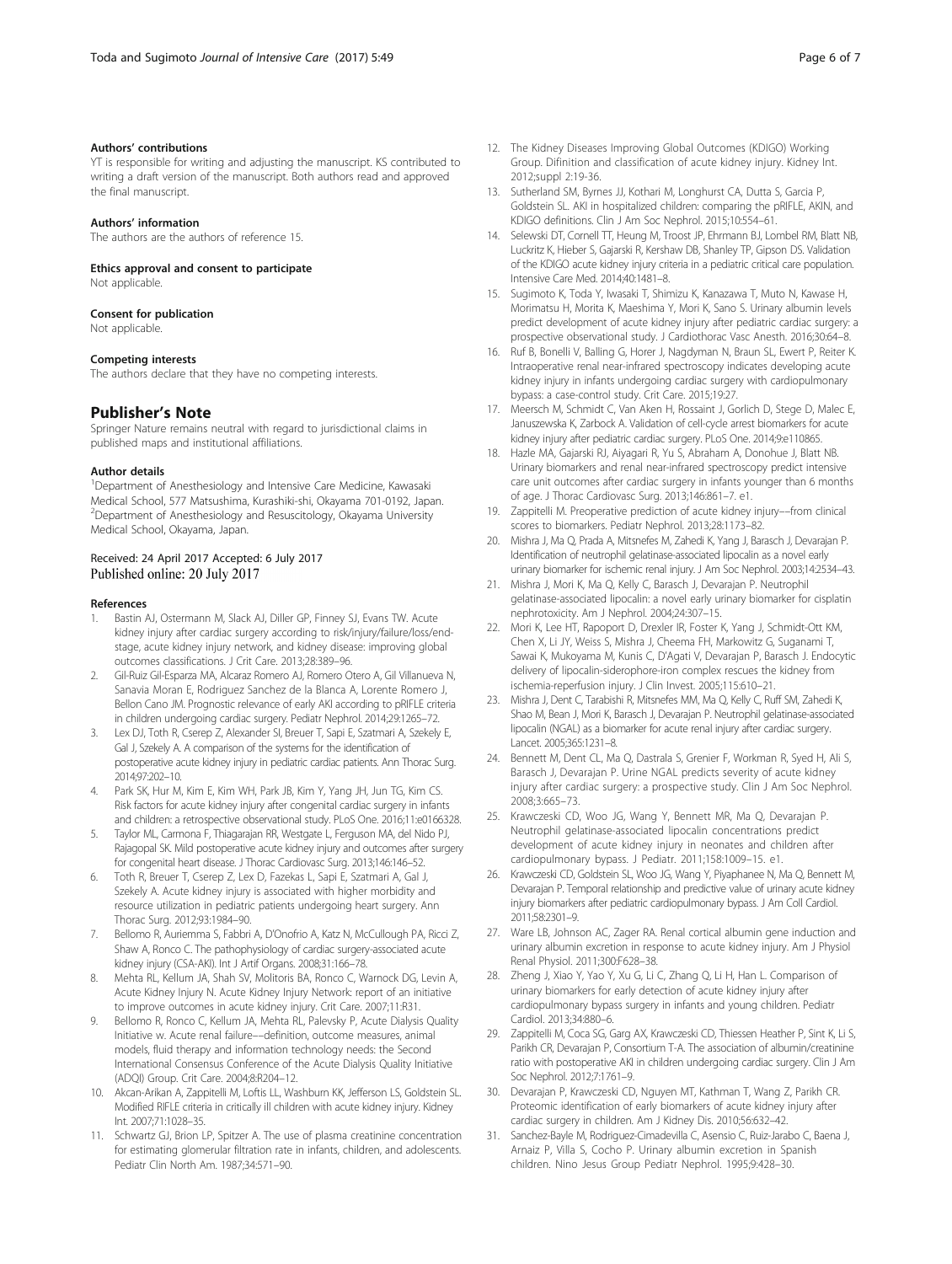#### Authors' contributions

YT is responsible for writing and adjusting the manuscript. KS contributed to writing a draft version of the manuscript. Both authors read and approved the final manuscript.

#### Authors' information

The authors are the authors of reference 15.

#### Ethics approval and consent to participate

Not applicable.

#### Consent for publication

Not applicable.

#### Competing interests

The authors declare that they have no competing interests.

## Publisher's Note

Springer Nature remains neutral with regard to jurisdictional claims in published maps and institutional affiliations.

#### Author details

[1]Department of Anesthesiology and Intensive Care Medicine, Kawasaki Medical School, 577 Matsushima, Kurashiki-shi, Okayama 701-0192, Japan. [2]Department of Anesthesiology and Resuscitology, Okayama University Medical School, Okayama, Japan.

Received: 24 April 2017 Accepted: 6 July 2017
Published online: 20 July 2017

#### References

1. Bastin AJ, Ostermann M, Slack AJ, Diller GP, Finney SJ, Evans TW. Acute kidney injury after cardiac surgery according to risk/injury/failure/loss/end-stage, acute kidney injury network, and kidney disease: improving global outcomes classifications. J Crit Care. 2013;28:389–96.
2. Gil-Ruiz Gil-Esparza MA, Alcaraz Romero AJ, Romero Otero A, Gil Villanueva N, Sanavia Moran E, Rodriguez Sanchez de la Blanca A, Lorente Romero J, Bellon Cano JM. Prognostic relevance of early AKI according to pRIFLE criteria in children undergoing cardiac surgery. Pediatr Nephrol. 2014;29:1265–72.
3. Lex DJ, Toth R, Cserep Z, Alexander SI, Breuer T, Sapi E, Szatmari A, Szekely E, Gal J, Szekely A. A comparison of the systems for the identification of postoperative acute kidney injury in pediatric cardiac patients. Ann Thorac Surg. 2014;97:202–10.
4. Park SK, Hur M, Kim E, Kim WH, Park JB, Kim Y, Yang JH, Jun TG, Kim CS. Risk factors for acute kidney injury after congenital cardiac surgery in infants and children: a retrospective observational study. PLoS One. 2016;11:e0166328.
5. Taylor ML, Carmona F, Thiagarajan RR, Westgate L, Ferguson MA, del Nido PJ, Rajagopal SK. Mild postoperative acute kidney injury and outcomes after surgery for congenital heart disease. J Thorac Cardiovasc Surg. 2013;146:146–52.
6. Toth R, Breuer T, Cserep Z, Lex D, Fazekas L, Sapi E, Szatmari A, Gal J, Szekely A. Acute kidney injury is associated with higher morbidity and resource utilization in pediatric patients undergoing heart surgery. Ann Thorac Surg. 2012;93:1984–90.
7. Bellomo R, Auriemma S, Fabbri A, D'Onofrio A, Katz N, McCullough PA, Ricci Z, Shaw A, Ronco C. The pathophysiology of cardiac surgery-associated acute kidney injury (CSA-AKI). Int J Artif Organs. 2008;31:166–78.
8. Mehta RL, Kellum JA, Shah SV, Molitoris BA, Ronco C, Warnock DG, Levin A, Acute Kidney Injury N. Acute Kidney Injury Network: report of an initiative to improve outcomes in acute kidney injury. Crit Care. 2007;11:R31.
9. Bellomo R, Ronco C, Kellum JA, Mehta RL, Palevsky P, Acute Dialysis Quality Initiative w. Acute renal failure––definition, outcome measures, animal models, fluid therapy and information technology needs: the Second International Consensus Conference of the Acute Dialysis Quality Initiative (ADQI) Group. Crit Care. 2004;8:R204–12.
10. Akcan-Arikan A, Zappitelli M, Loftis LL, Washburn KK, Jefferson LS, Goldstein SL. Modified RIFLE criteria in critically ill children with acute kidney injury. Kidney Int. 2007;71:1028–35.
11. Schwartz GJ, Brion LP, Spitzer A. The use of plasma creatinine concentration for estimating glomerular filtration rate in infants, children, and adolescents. Pediatr Clin North Am. 1987;34:571–90.
12. The Kidney Diseases Improving Global Outcomes (KDIGO) Working Group. Difinition and classification of acute kidney injury. Kidney Int. 2012;suppl 2:19-36.
13. Sutherland SM, Byrnes JJ, Kothari M, Longhurst CA, Dutta S, Garcia P, Goldstein SL. AKI in hospitalized children: comparing the pRIFLE, AKIN, and KDIGO definitions. Clin J Am Soc Nephrol. 2015;10:554–61.
14. Selewski DT, Cornell TT, Heung M, Troost JP, Ehrmann BJ, Lombel RM, Blatt NB, Luckritz K, Hieber S, Gajarski R, Kershaw DB, Shanley TP, Gipson DS. Validation of the KDIGO acute kidney injury criteria in a pediatric critical care population. Intensive Care Med. 2014;40:1481–8.
15. Sugimoto K, Toda Y, Iwasaki T, Shimizu K, Kanazawa T, Muto N, Kawase H, Morimatsu H, Morita K, Maeshima Y, Mori K, Sano S. Urinary albumin levels predict development of acute kidney injury after pediatric cardiac surgery: a prospective observational study. J Cardiothorac Vasc Anesth. 2016;30:64–8.
16. Ruf B, Bonelli V, Balling G, Horer J, Nagdyman N, Braun SL, Ewert P, Reiter K. Intraoperative renal near-infrared spectroscopy indicates developing acute kidney injury in infants undergoing cardiac surgery with cardiopulmonary bypass: a case-control study. Crit Care. 2015;19:27.
17. Meersch M, Schmidt C, Van Aken H, Rossaint J, Gorlich D, Stege D, Malec E, Januszewska K, Zarbock A. Validation of cell-cycle arrest biomarkers for acute kidney injury after pediatric cardiac surgery. PLoS One. 2014;9:e110865.
18. Hazle MA, Gajarski RJ, Aiyagari R, Yu S, Abraham A, Donohue J, Blatt NB. Urinary biomarkers and renal near-infrared spectroscopy predict intensive care unit outcomes after cardiac surgery in infants younger than 6 months of age. J Thorac Cardiovasc Surg. 2013;146:861–7. e1.
19. Zappitelli M. Preoperative prediction of acute kidney injury––from clinical scores to biomarkers. Pediatr Nephrol. 2013;28:1173–82.
20. Mishra J, Ma Q, Prada A, Mitsnefes M, Zahedi K, Yang J, Barasch J, Devarajan P. Identification of neutrophil gelatinase-associated lipocalin as a novel early urinary biomarker for ischemic renal injury. J Am Soc Nephrol. 2003;14:2534–43.
21. Mishra J, Mori K, Ma Q, Kelly C, Barasch J, Devarajan P. Neutrophil gelatinase-associated lipocalin: a novel early urinary biomarker for cisplatin nephrotoxicity. Am J Nephrol. 2004;24:307–15.
22. Mori K, Lee HT, Rapoport D, Drexler IR, Foster K, Yang J, Schmidt-Ott KM, Chen X, Li JY, Weiss S, Mishra J, Cheema FH, Markowitz G, Suganami T, Sawai K, Mukoyama M, Kunis C, D'Agati V, Devarajan P, Barasch J. Endocytic delivery of lipocalin-siderophore-iron complex rescues the kidney from ischemia-reperfusion injury. J Clin Invest. 2005;115:610–21.
23. Mishra J, Dent C, Tarabishi R, Mitsnefes MM, Ma Q, Kelly C, Ruff SM, Zahedi K, Shao M, Bean J, Mori K, Barasch J, Devarajan P. Neutrophil gelatinase-associated lipocalin (NGAL) as a biomarker for acute renal injury after cardiac surgery. Lancet. 2005;365:1231–8.
24. Bennett M, Dent CL, Ma Q, Dastrala S, Grenier F, Workman R, Syed H, Ali S, Barasch J, Devarajan P. Urine NGAL predicts severity of acute kidney injury after cardiac surgery: a prospective study. Clin J Am Soc Nephrol. 2008;3:665–73.
25. Krawczeski CD, Woo JG, Wang Y, Bennett MR, Ma Q, Devarajan P. Neutrophil gelatinase-associated lipocalin concentrations predict development of acute kidney injury in neonates and children after cardiopulmonary bypass. J Pediatr. 2011;158:1009–15. e1.
26. Krawczeski CD, Goldstein SL, Woo JG, Wang Y, Piyaphanee N, Ma Q, Bennett M, Devarajan P. Temporal relationship and predictive value of urinary acute kidney injury biomarkers after pediatric cardiopulmonary bypass. J Am Coll Cardiol. 2011;58:2301–9.
27. Ware LB, Johnson AC, Zager RA. Renal cortical albumin gene induction and urinary albumin excretion in response to acute kidney injury. Am J Physiol Renal Physiol. 2011;300:F628–38.
28. Zheng J, Xiao Y, Yao Y, Xu G, Li C, Zhang Q, Li H, Han L. Comparison of urinary biomarkers for early detection of acute kidney injury after cardiopulmonary bypass surgery in infants and young children. Pediatr Cardiol. 2013;34:880–6.
29. Zappitelli M, Coca SG, Garg AX, Krawczeski CD, Thiessen Heather P, Sint K, Li S, Parikh CR, Devarajan P, Consortium T-A. The association of albumin/creatinine ratio with postoperative AKI in children undergoing cardiac surgery. Clin J Am Soc Nephrol. 2012;7:1761–9.
30. Devarajan P, Krawczeski CD, Nguyen MT, Kathman T, Wang Z, Parikh CR. Proteomic identification of early biomarkers of acute kidney injury after cardiac surgery in children. Am J Kidney Dis. 2010;56:632–42.
31. Sanchez-Bayle M, Rodriguez-Cimadevilla C, Asensio C, Ruiz-Jarabo C, Baena J, Arnaiz P, Villa S, Cocho P. Urinary albumin excretion in Spanish children. Nino Jesus Group Pediatr Nephrol. 1995;9:428–30.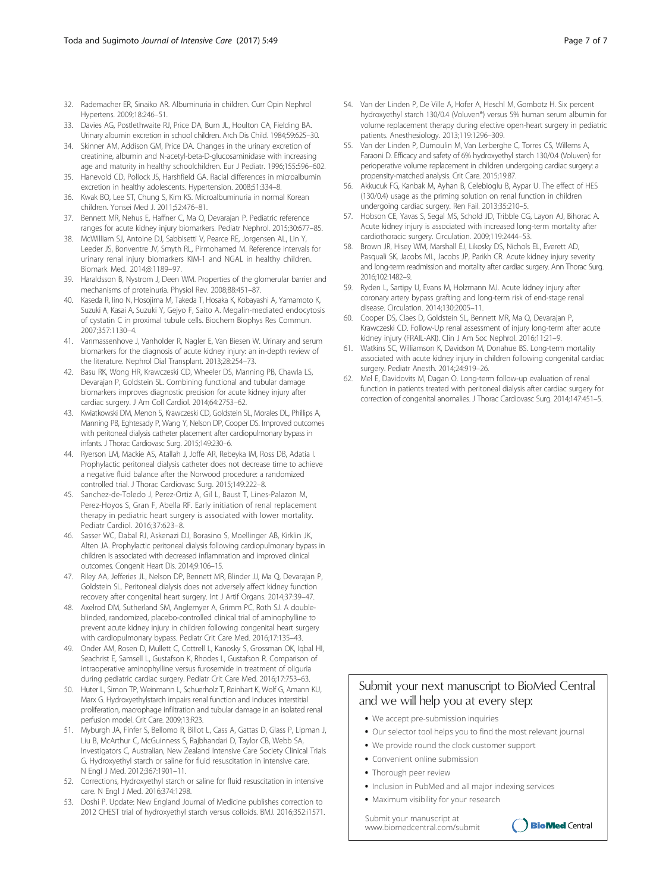32. Rademacher ER, Sinaiko AR. Albuminuria in children. Curr Opin Nephrol Hypertens. 2009;18:246–51.
33. Davies AG, Postlethwaite RJ, Price DA, Burn JL, Houlton CA, Fielding BA. Urinary albumin excretion in school children. Arch Dis Child. 1984;59:625–30.
34. Skinner AM, Addison GM, Price DA. Changes in the urinary excretion of creatinine, albumin and N-acetyl-beta-D-glucosaminidase with increasing age and maturity in healthy schoolchildren. Eur J Pediatr. 1996;155:596–602.
35. Hanevold CD, Pollock JS, Harshfield GA. Racial differences in microalbumin excretion in healthy adolescents. Hypertension. 2008;51:334–8.
36. Kwak BO, Lee ST, Chung S, Kim KS. Microalbuminuria in normal Korean children. Yonsei Med J. 2011;52:476–81.
37. Bennett MR, Nehus E, Haffner C, Ma Q, Devarajan P. Pediatric reference ranges for acute kidney injury biomarkers. Pediatr Nephrol. 2015;30:677–85.
38. McWilliam SJ, Antoine DJ, Sabbisetti V, Pearce RE, Jorgensen AL, Lin Y, Leeder JS, Bonventre JV, Smyth RL, Pirmohamed M. Reference intervals for urinary renal injury biomarkers KIM-1 and NGAL in healthy children. Biomark Med. 2014;8:1189–97.
39. Haraldsson B, Nystrom J, Deen WM. Properties of the glomerular barrier and mechanisms of proteinuria. Physiol Rev. 2008;88:451–87.
40. Kaseda R, Iino N, Hosojima M, Takeda T, Hosaka K, Kobayashi A, Yamamoto K, Suzuki A, Kasai A, Suzuki Y, Gejyo F, Saito A. Megalin-mediated endocytosis of cystatin C in proximal tubule cells. Biochem Biophys Res Commun. 2007;357:1130–4.
41. Vanmassenhove J, Vanholder R, Nagler E, Van Biesen W. Urinary and serum biomarkers for the diagnosis of acute kidney injury: an in-depth review of the literature. Nephrol Dial Transplant. 2013;28:254–73.
42. Basu RK, Wong HR, Krawczeski CD, Wheeler DS, Manning PB, Chawla LS, Devarajan P, Goldstein SL. Combining functional and tubular damage biomarkers improves diagnostic precision for acute kidney injury after cardiac surgery. J Am Coll Cardiol. 2014;64:2753–62.
43. Kwiatkowski DM, Menon S, Krawczeski CD, Goldstein SL, Morales DL, Phillips A, Manning PB, Eghtesady P, Wang Y, Nelson DP, Cooper DS. Improved outcomes with peritoneal dialysis catheter placement after cardiopulmonary bypass in infants. J Thorac Cardiovasc Surg. 2015;149:230–6.
44. Ryerson LM, Mackie AS, Atallah J, Joffe AR, Rebeyka IM, Ross DB, Adatia I. Prophylactic peritoneal dialysis catheter does not decrease time to achieve a negative fluid balance after the Norwood procedure: a randomized controlled trial. J Thorac Cardiovasc Surg. 2015;149:222–8.
45. Sanchez-de-Toledo J, Perez-Ortiz A, Gil L, Baust T, Lines-Palazon M, Perez-Hoyos S, Gran F, Abella RF. Early initiation of renal replacement therapy in pediatric heart surgery is associated with lower mortality. Pediatr Cardiol. 2016;37:623–8.
46. Sasser WC, Dabal RJ, Askenazi DJ, Borasino S, Moellinger AB, Kirklin JK, Alten JA. Prophylactic peritoneal dialysis following cardiopulmonary bypass in children is associated with decreased inflammation and improved clinical outcomes. Congenit Heart Dis. 2014;9:106–15.
47. Riley AA, Jefferies JL, Nelson DP, Bennett MR, Blinder JJ, Ma Q, Devarajan P, Goldstein SL. Peritoneal dialysis does not adversely affect kidney function recovery after congenital heart surgery. Int J Artif Organs. 2014;37:39–47.
48. Axelrod DM, Sutherland SM, Anglemyer A, Grimm PC, Roth SJ. A double-blinded, randomized, placebo-controlled clinical trial of aminophylline to prevent acute kidney injury in children following congenital heart surgery with cardiopulmonary bypass. Pediatr Crit Care Med. 2016;17:135–43.
49. Onder AM, Rosen D, Mullett C, Cottrell L, Kanosky S, Grossman OK, Iqbal HI, Seachrist E, Samsell L, Gustafson K, Rhodes L, Gustafson R. Comparison of intraoperative aminophylline versus furosemide in treatment of oliguria during pediatric cardiac surgery. Pediatr Crit Care Med. 2016;17:753–63.
50. Huter L, Simon TP, Weinmann L, Schuerholz T, Reinhart K, Wolf G, Amann KU, Marx G. Hydroxyethylstarch impairs renal function and induces interstitial proliferation, macrophage infiltration and tubular damage in an isolated renal perfusion model. Crit Care. 2009;13:R23.
51. Myburgh JA, Finfer S, Bellomo R, Billot L, Cass A, Gattas D, Glass P, Lipman J, Liu B, McArthur C, McGuinness S, Rajbhandari D, Taylor CB, Webb SA, Investigators C, Australian, New Zealand Intensive Care Society Clinical Trials G. Hydroxyethyl starch or saline for fluid resuscitation in intensive care. N Engl J Med. 2012;367:1901–11.
52. Corrections, Hydroxyethyl starch or saline for fluid resuscitation in intensive care. N Engl J Med. 2016;374:1298.
53. Doshi P. Update: New England Journal of Medicine publishes correction to 2012 CHEST trial of hydroxyethyl starch versus colloids. BMJ. 2016;352:i1571.
54. Van der Linden P, De Ville A, Hofer A, Heschl M, Gombotz H. Six percent hydroxyethyl starch 130/0.4 (Voluven®) versus 5% human serum albumin for volume replacement therapy during elective open-heart surgery in pediatric patients. Anesthesiology. 2013;119:1296–309.
55. Van der Linden P, Dumoulin M, Van Lerberghe C, Torres CS, Willems A, Faraoni D. Efficacy and safety of 6% hydroxyethyl starch 130/0.4 (Voluven) for perioperative volume replacement in children undergoing cardiac surgery: a propensity-matched analysis. Crit Care. 2015;19:87.
56. Akkucuk FG, Kanbak M, Ayhan B, Celebioglu B, Aypar U. The effect of HES (130/0.4) usage as the priming solution on renal function in children undergoing cardiac surgery. Ren Fail. 2013;35:210–5.
57. Hobson CE, Yavas S, Segal MS, Schold JD, Tribble CG, Layon AJ, Bihorac A. Acute kidney injury is associated with increased long-term mortality after cardiothoracic surgery. Circulation. 2009;119:2444–53.
58. Brown JR, Hisey WM, Marshall EJ, Likosky DS, Nichols EL, Everett AD, Pasquali SK, Jacobs ML, Jacobs JP, Parikh CR. Acute kidney injury severity and long-term readmission and mortality after cardiac surgery. Ann Thorac Surg. 2016;102:1482–9.
59. Ryden L, Sartipy U, Evans M, Holzmann MJ. Acute kidney injury after coronary artery bypass grafting and long-term risk of end-stage renal disease. Circulation. 2014;130:2005–11.
60. Cooper DS, Claes D, Goldstein SL, Bennett MR, Ma Q, Devarajan P, Krawczeski CD. Follow-Up renal assessment of injury long-term after acute kidney injury (FRAIL-AKI). Clin J Am Soc Nephrol. 2016;11:21–9.
61. Watkins SC, Williamson K, Davidson M, Donahue BS. Long-term mortality associated with acute kidney injury in children following congenital cardiac surgery. Pediatr Anesth. 2014;24:919–26.
62. Mel E, Davidovits M, Dagan O. Long-term follow-up evaluation of renal function in patients treated with peritoneal dialysis after cardiac surgery for correction of congenital anomalies. J Thorac Cardiovasc Surg. 2014;147:451–5.

Submit your next manuscript to BioMed Central and we will help you at every step:

- We accept pre-submission inquiries
- Our selector tool helps you to find the most relevant journal
- We provide round the clock customer support
- Convenient online submission
- Thorough peer review
- Inclusion in PubMed and all major indexing services
- Maximum visibility for your research

Submit your manuscript at www.biomedcentral.com/submit

BioMed Central